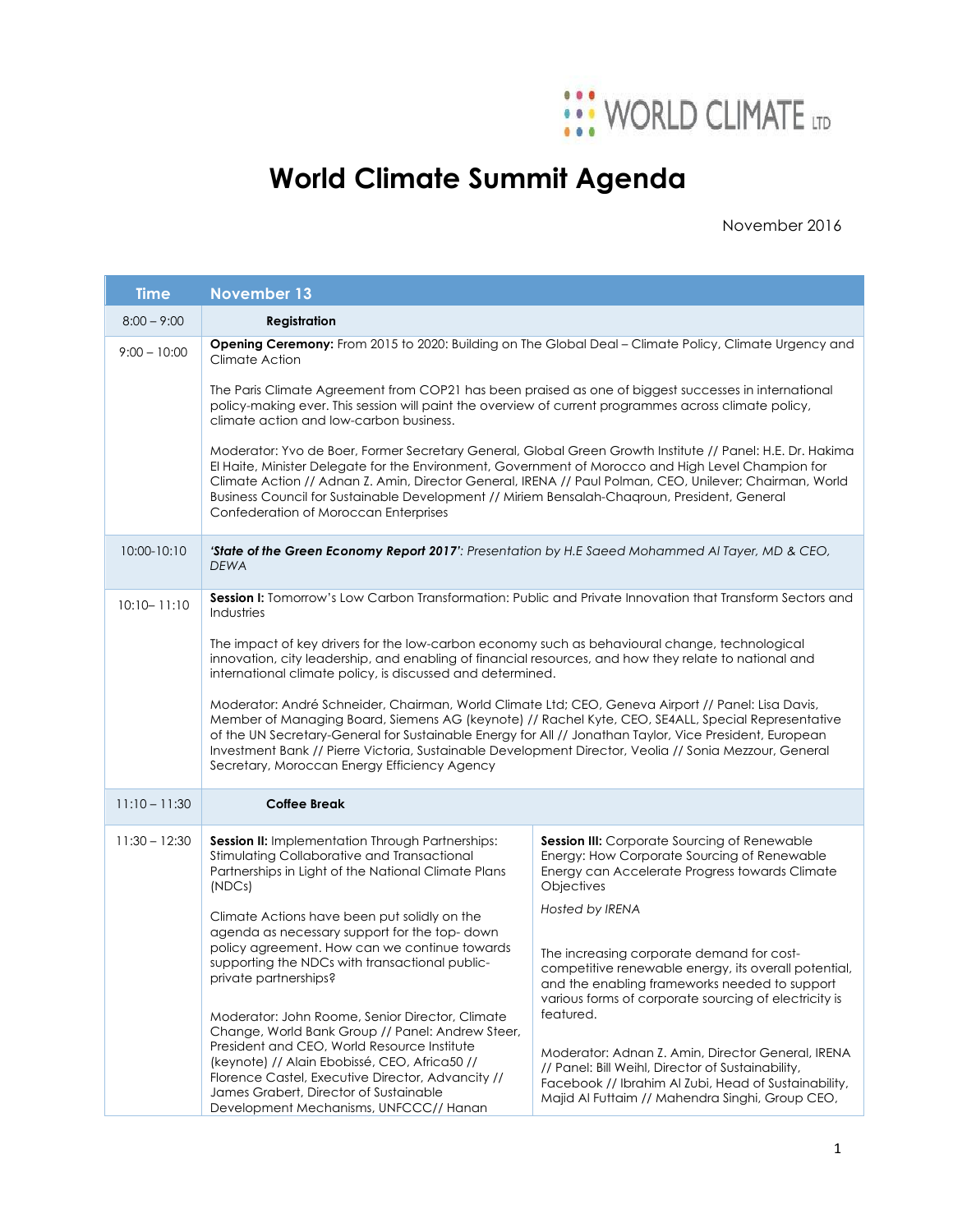WORLD CLIMATE LTD

# World Climate Summit Agenda

November 2016

| Time | November 13 | |
|---|---|---|
| 8:00 – 9:00 | **Registration** | |
| 9:00 – 10:00 | **Opening Ceremony:** From 2015 to 2020: Building on The Global Deal – Climate Policy, Climate Urgency and Climate Action<br><br>The Paris Climate Agreement from COP21 has been praised as one of biggest successes in international policy-making ever. This session will paint the overview of current programmes across climate policy, climate action and low-carbon business.<br><br>Moderator: Yvo de Boer, Former Secretary General, Global Green Growth Institute // Panel: H.E. Dr. Hakima El Haite, Minister Delegate for the Environment, Government of Morocco and High Level Champion for Climate Action // Adnan Z. Amin, Director General, IRENA // Paul Polman, CEO, Unilever; Chairman, World Business Council for Sustainable Development // Miriem Bensalah-Chaqroun, President, General Confederation of Moroccan Enterprises | |
| 10:00-10:10 | ***'State of the Green Economy Report 2017'**: Presentation by H.E Saeed Mohammed Al Tayer, MD & CEO, DEWA* | |
| 10:10– 11:10 | **Session I:** Tomorrow's Low Carbon Transformation: Public and Private Innovation that Transform Sectors and Industries<br><br>The impact of key drivers for the low-carbon economy such as behavioural change, technological innovation, city leadership, and enabling of financial resources, and how they relate to national and international climate policy, is discussed and determined.<br><br>Moderator: André Schneider, Chairman, World Climate Ltd; CEO, Geneva Airport // Panel: Lisa Davis, Member of Managing Board, Siemens AG (keynote) // Rachel Kyte, CEO, SE4ALL, Special Representative of the UN Secretary-General for Sustainable Energy for All // Jonathan Taylor, Vice President, European Investment Bank // Pierre Victoria, Sustainable Development Director, Veolia // Sonia Mezzour, General Secretary, Moroccan Energy Efficiency Agency | |
| 11:10 – 11:30 | **Coffee Break** | |
| 11:30 – 12:30 | **Session II:** Implementation Through Partnerships: Stimulating Collaborative and Transactional Partnerships in Light of the National Climate Plans (NDCs)<br><br>Climate Actions have been put solidly on the agenda as necessary support for the top- down policy agreement. How can we continue towards supporting the NDCs with transactional public-private partnerships?<br><br>Moderator: John Roome, Senior Director, Climate Change, World Bank Group // Panel: Andrew Steer, President and CEO, World Resource Institute (keynote) // Alain Ebobissé, CEO, Africa50 // Florence Castel, Executive Director, Advancity // James Grabert, Director of Sustainable Development Mechanisms, UNFCCC// Hanan | **Session III:** Corporate Sourcing of Renewable Energy: How Corporate Sourcing of Renewable Energy can Accelerate Progress towards Climate Objectives<br><br>*Hosted by IRENA*<br><br>The increasing corporate demand for cost-competitive renewable energy, its overall potential, and the enabling frameworks needed to support various forms of corporate sourcing of electricity is featured.<br><br>Moderator: Adnan Z. Amin, Director General, IRENA // Panel: Bill Weihl, Director of Sustainability, Facebook // Ibrahim Al Zubi, Head of Sustainability, Majid Al Futtaim // Mahendra Singhi, Group CEO, |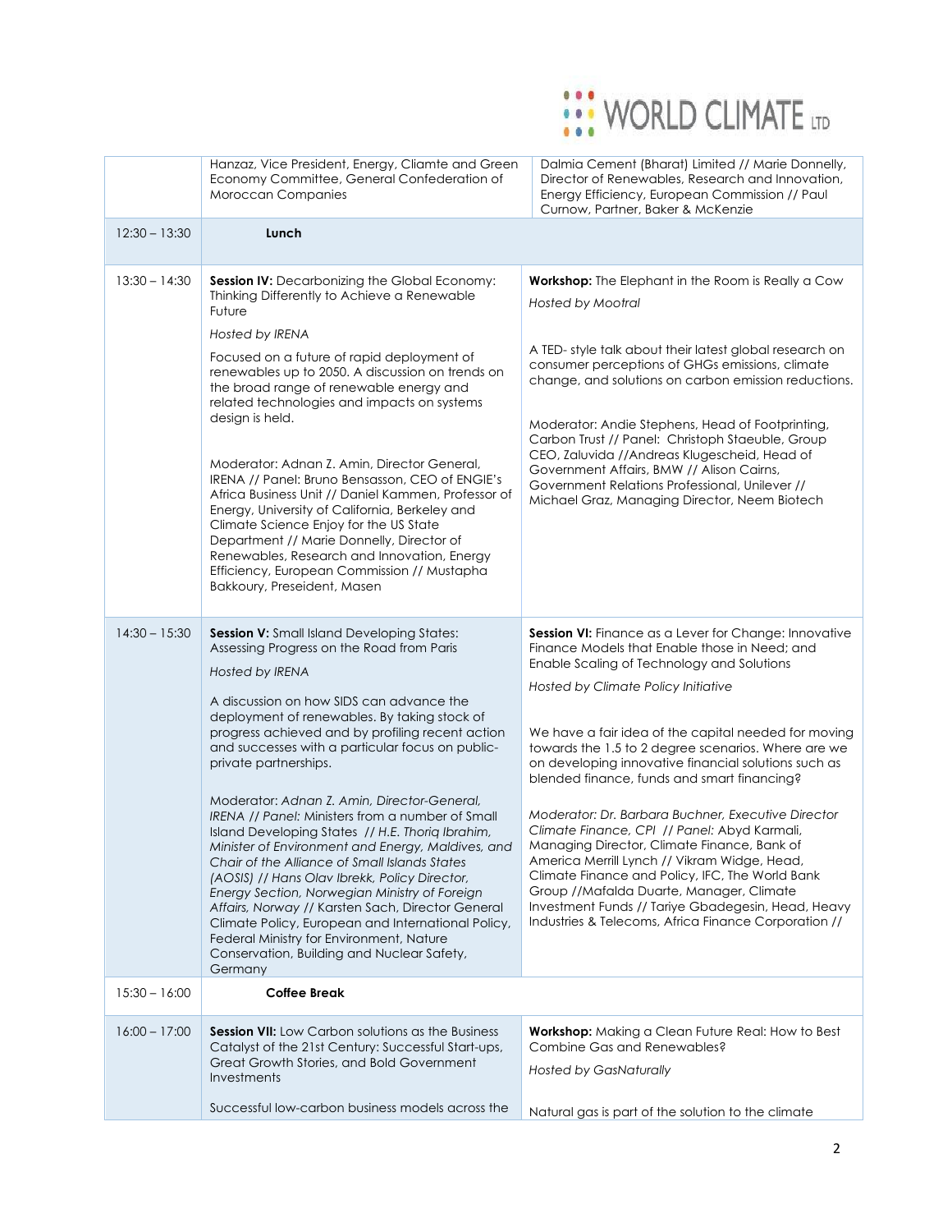| | | |
|---|---|---|
| | Hanzaz, Vice President, Energy, Cliamte and Green Economy Committee, General Confederation of Moroccan Companies | Dalmia Cement (Bharat) Limited // Marie Donnelly, Director of Renewables, Research and Innovation, Energy Efficiency, European Commission // Paul Curnow, Partner, Baker & McKenzie |
| 12:30 – 13:30 | **Lunch** | |
| 13:30 – 14:30 | **Session IV:** Decarbonizing the Global Economy: Thinking Differently to Achieve a Renewable Future<br><br>*Hosted by IRENA*<br><br>Focused on a future of rapid deployment of renewables up to 2050. A discussion on trends on the broad range of renewable energy and related technologies and impacts on systems design is held.<br><br>Moderator: Adnan Z. Amin, Director General, IRENA // Panel: Bruno Bensasson, CEO of ENGIE's Africa Business Unit // Daniel Kammen, Professor of Energy, University of California, Berkeley and Climate Science Enjoy for the US State Department // Marie Donnelly, Director of Renewables, Research and Innovation, Energy Efficiency, European Commission // Mustapha Bakkoury, Preseident, Masen | **Workshop:** The Elephant in the Room is Really a Cow<br><br>*Hosted by Mootral*<br><br>A TED- style talk about their latest global research on consumer perceptions of GHGs emissions, climate change, and solutions on carbon emission reductions.<br><br>Moderator: Andie Stephens, Head of Footprinting, Carbon Trust // Panel: Christoph Staeuble, Group CEO, Zaluvida //Andreas Klugescheid, Head of Government Affairs, BMW // Alison Cairns, Government Relations Professional, Unilever // Michael Graz, Managing Director, Neem Biotech |
| 14:30 – 15:30 | **Session V:** Small Island Developing States: Assessing Progress on the Road from Paris<br><br>*Hosted by IRENA*<br><br>A discussion on how SIDS can advance the deployment of renewables. By taking stock of progress achieved and by profiling recent action and successes with a particular focus on public-private partnerships.<br><br>Moderator: *Adnan Z. Amin, Director-General, IRENA // Panel:* Ministers from a number of Small Island Developing States // *H.E. Thoriq Ibrahim, Minister of Environment and Energy, Maldives, and Chair of the Alliance of Small Islands States (AOSIS) // Hans Olav Ibrekk, Policy Director, Energy Section, Norwegian Ministry of Foreign Affairs, Norway* // Karsten Sach, Director General Climate Policy, European and International Policy, Federal Ministry for Environment, Nature Conservation, Building and Nuclear Safety, Germany | **Session VI:** Finance as a Lever for Change: Innovative Finance Models that Enable those in Need; and Enable Scaling of Technology and Solutions<br><br>*Hosted by Climate Policy Initiative*<br><br>We have a fair idea of the capital needed for moving towards the 1.5 to 2 degree scenarios. Where are we on developing innovative financial solutions such as blended finance, funds and smart financing?<br><br>*Moderator: Dr. Barbara Buchner, Executive Director Climate Finance, CPI // Panel:* Abyd Karmali, Managing Director, Climate Finance, Bank of America Merrill Lynch // Vikram Widge, Head, Climate Finance and Policy, IFC, The World Bank Group //Mafalda Duarte, Manager, Climate Investment Funds // Tariye Gbadegesin, Head, Heavy Industries & Telecoms, Africa Finance Corporation // |
| 15:30 – 16:00 | **Coffee Break** | |
| 16:00 – 17:00 | **Session VII:** Low Carbon solutions as the Business Catalyst of the 21st Century: Successful Start-ups, Great Growth Stories, and Bold Government Investments<br><br>Successful low-carbon business models across the | **Workshop:** Making a Clean Future Real: How to Best Combine Gas and Renewables?<br><br>*Hosted by GasNaturally*<br><br>Natural gas is part of the solution to the climate |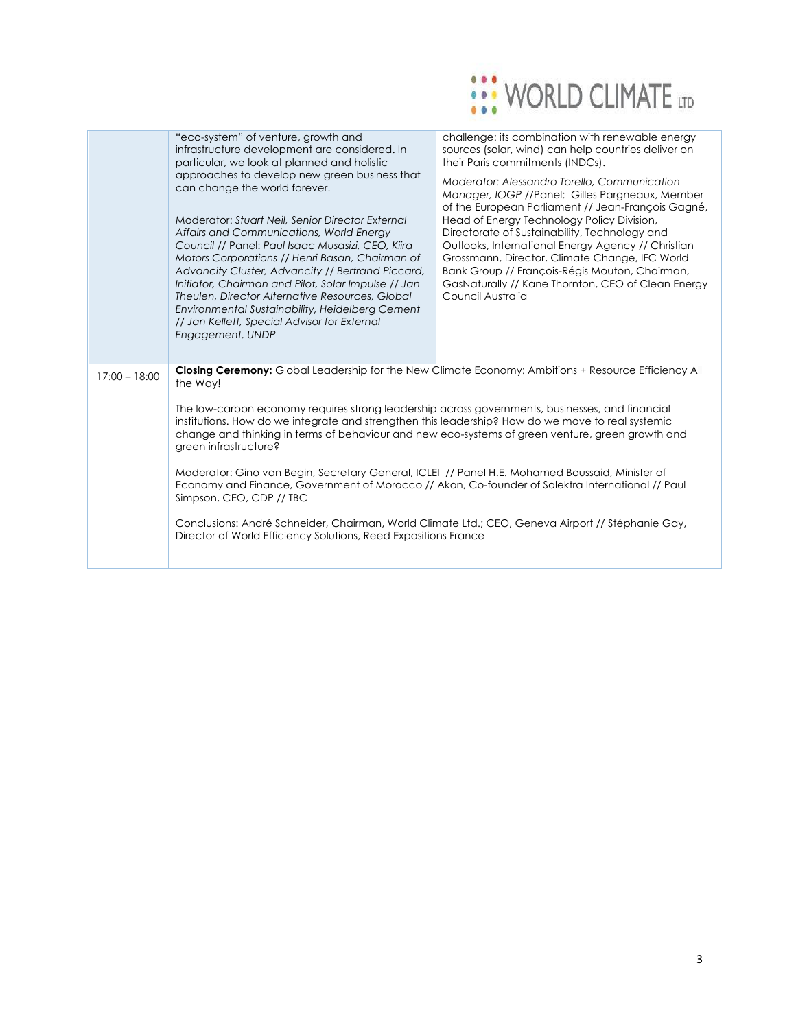| | | |
|---|---|---|
| | "eco-system" of venture, growth and infrastructure development are considered. In particular, we look at planned and holistic approaches to develop new green business that can change the world forever.<br><br>Moderator: *Stuart Neil, Senior Director External Affairs and Communications, World Energy Council* // Panel: *Paul Isaac Musasizi, CEO, Kiira Motors Corporations // Henri Basan, Chairman of Advancity Cluster, Advancity // Bertrand Piccard, Initiator, Chairman and Pilot, Solar Impulse // Jan Theulen, Director Alternative Resources, Global Environmental Sustainability, Heidelberg Cement // Jan Kellett, Special Advisor for External Engagement, UNDP* | challenge: its combination with renewable energy sources (solar, wind) can help countries deliver on their Paris commitments (INDCs).<br><br>*Moderator: Alessandro Torello, Communication Manager, IOGP* //Panel: Gilles Pargneaux, Member of the European Parliament // Jean-François Gagné, Head of Energy Technology Policy Division, Directorate of Sustainability, Technology and Outlooks, International Energy Agency // Christian Grossmann, Director, Climate Change, IFC World Bank Group // François-Régis Mouton, Chairman, GasNaturally // Kane Thornton, CEO of Clean Energy Council Australia |
| 17:00 – 18:00 | **Closing Ceremony:** Global Leadership for the New Climate Economy: Ambitions + Resource Efficiency All the Way!<br><br>The low-carbon economy requires strong leadership across governments, businesses, and financial institutions. How do we integrate and strengthen this leadership? How do we move to real systemic change and thinking in terms of behaviour and new eco-systems of green venture, green growth and green infrastructure?<br><br>Moderator: Gino van Begin, Secretary General, ICLEI // Panel H.E. Mohamed Boussaid, Minister of Economy and Finance, Government of Morocco // Akon, Co-founder of Solektra International // Paul Simpson, CEO, CDP // TBC<br><br>Conclusions: André Schneider, Chairman, World Climate Ltd.; CEO, Geneva Airport // Stéphanie Gay, Director of World Efficiency Solutions, Reed Expositions France | |